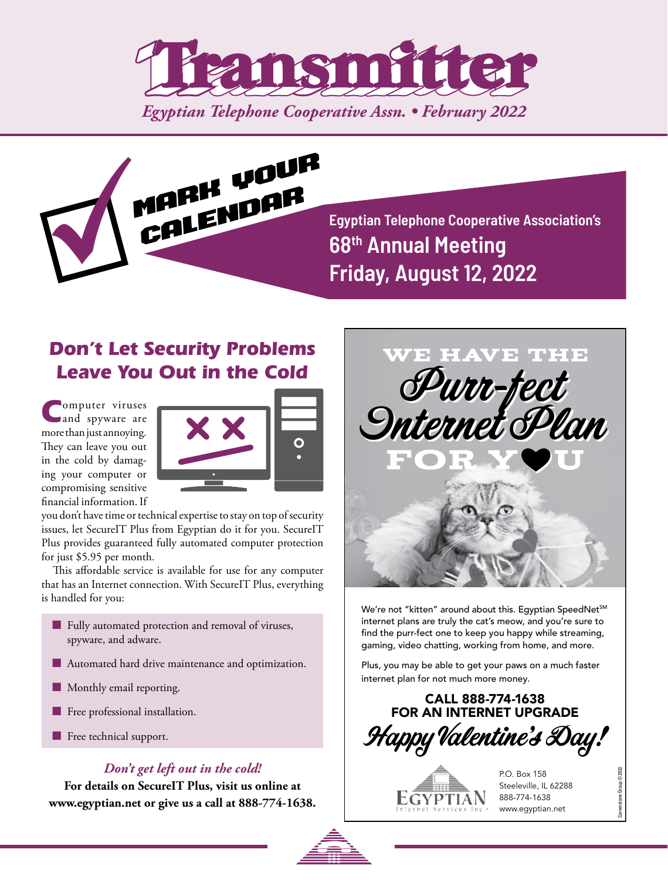# Transmitter

*Egyptian Telephone Cooperative Assn. • February 2022*

MARK YOUR CALENDAR

**Egyptian Telephone Cooperative Association's**

**68th Annual Meeting**

**Friday, August 12, 2022**

## Don't Let Security Problems Leave You Out in the Cold

Computer viruses and spyware are more than just annoying. They can leave you out in the cold by damaging your computer or compromising sensitive financial information. If you don't have time or technical expertise to stay on top of security issues, let SecureIT Plus from Egyptian do it for you. SecureIT Plus provides guaranteed fully automated computer protection for just $5.95 per month.

This affordable service is available for use for any computer that has an Internet connection. With SecureIT Plus, everything is handled for you:

- Fully automated protection and removal of viruses, spyware, and adware.
- Automated hard drive maintenance and optimization.
- Monthly email reporting.
- Free professional installation.
- Free technical support.

*Don't get left out in the cold!*

**For details on SecureIT Plus, visit us online at www.egyptian.net or give us a call at 888-774-1638.**

## WE HAVE THE *Purr-fect Internet Plan* FOR YOU

We're not "kitten" around about this. Egyptian SpeedNet℠ internet plans are truly the cat's meow, and you're sure to find the purr-fect one to keep you happy while streaming, gaming, video chatting, working from home, and more.

Plus, you may be able to get your paws on a much faster internet plan for not much more money.

**CALL 888-774-1638 FOR AN INTERNET UPGRADE**

*Happy Valentine's Day!*

EGYPTIAN Internet Services Inc.

P.O. Box 158
Steeleville, IL 62288
888-774-1638
www.egyptian.net

Cornerstone Group ©2022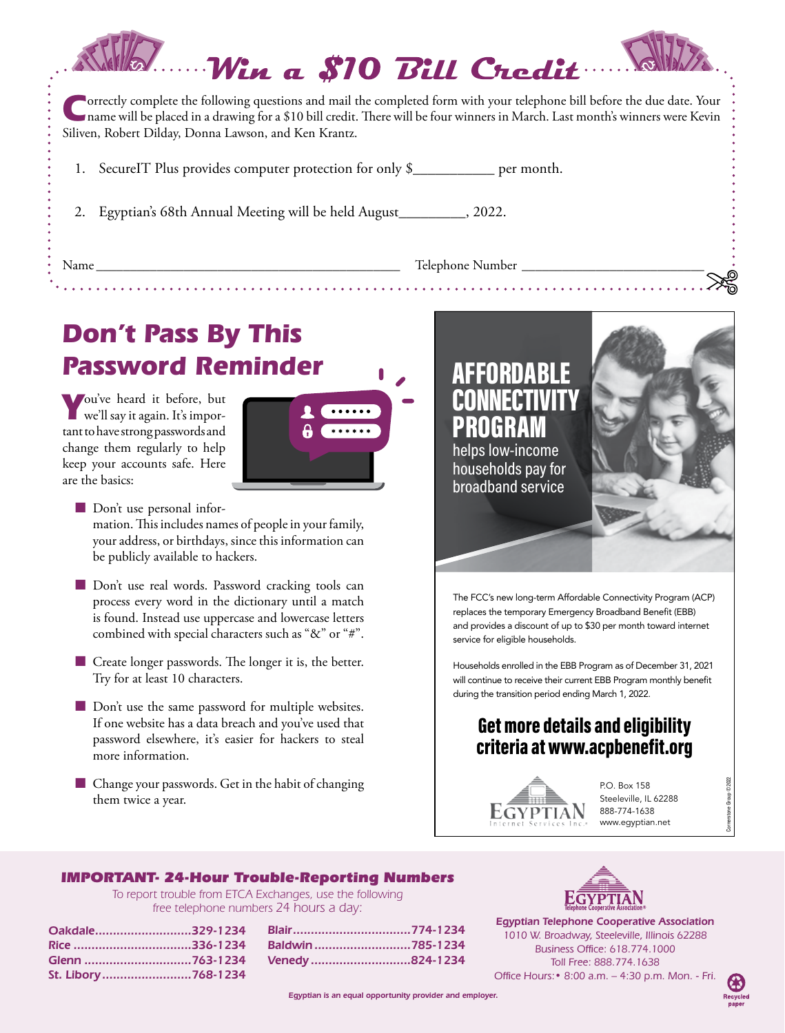# Win a $10 Bill Credit

Correctly complete the following questions and mail the completed form with your telephone bill before the due date. Your name will be placed in a drawing for a $10 bill credit. There will be four winners in March. Last month's winners were Kevin Siliven, Robert Dilday, Donna Lawson, and Ken Krantz.

1. SecureIT Plus provides computer protection for only $__________ per month.
2. Egyptian's 68th Annual Meeting will be held August_________, 2022.

Name ___________________________________________ Telephone Number ___________________________

## Don't Pass By This Password Reminder

You've heard it before, but we'll say it again. It's important to have strong passwords and change them regularly to help keep your accounts safe. Here are the basics:

- Don't use personal information. This includes names of people in your family, your address, or birthdays, since this information can be publicly available to hackers.
- Don't use real words. Password cracking tools can process every word in the dictionary until a match is found. Instead use uppercase and lowercase letters combined with special characters such as "&" or "#".
- Create longer passwords. The longer it is, the better. Try for at least 10 characters.
- Don't use the same password for multiple websites. If one website has a data breach and you've used that password elsewhere, it's easier for hackers to steal more information.
- Change your passwords. Get in the habit of changing them twice a year.

## AFFORDABLE CONNECTIVITY PROGRAM

helps low-income households pay for broadband service

The FCC's new long-term Affordable Connectivity Program (ACP) replaces the temporary Emergency Broadband Benefit (EBB) and provides a discount of up to $30 per month toward internet service for eligible households.

Households enrolled in the EBB Program as of December 31, 2021 will continue to receive their current EBB Program monthly benefit during the transition period ending March 1, 2022.

**Get more details and eligibility criteria at www.acpbenefit.org**

Egyptian Internet Services Inc.
P.O. Box 158
Steeleville, IL 62288
888-774-1638
www.egyptian.net

Cornerstone Group ©2022

### IMPORTANT- 24-Hour Trouble-Reporting Numbers

*To report trouble from ETCA Exchanges, use the following free telephone numbers 24 hours a day:*

| | | | |
|---|---|---|---|
| Oakdale | 329-1234 | Blair | 774-1234 |
| Rice | 336-1234 | Baldwin | 785-1234 |
| Glenn | 763-1234 | Venedy | 824-1234 |
| St. Libory | 768-1234 | | |

**Egyptian Telephone Cooperative Association**
1010 W. Broadway, Steeleville, Illinois 62288
Business Office: 618.774.1000
Toll Free: 888.774.1638
Office Hours: • 8:00 a.m. – 4:30 p.m. Mon. - Fri.

*Egyptian is an equal opportunity provider and employer.*

Recycled paper